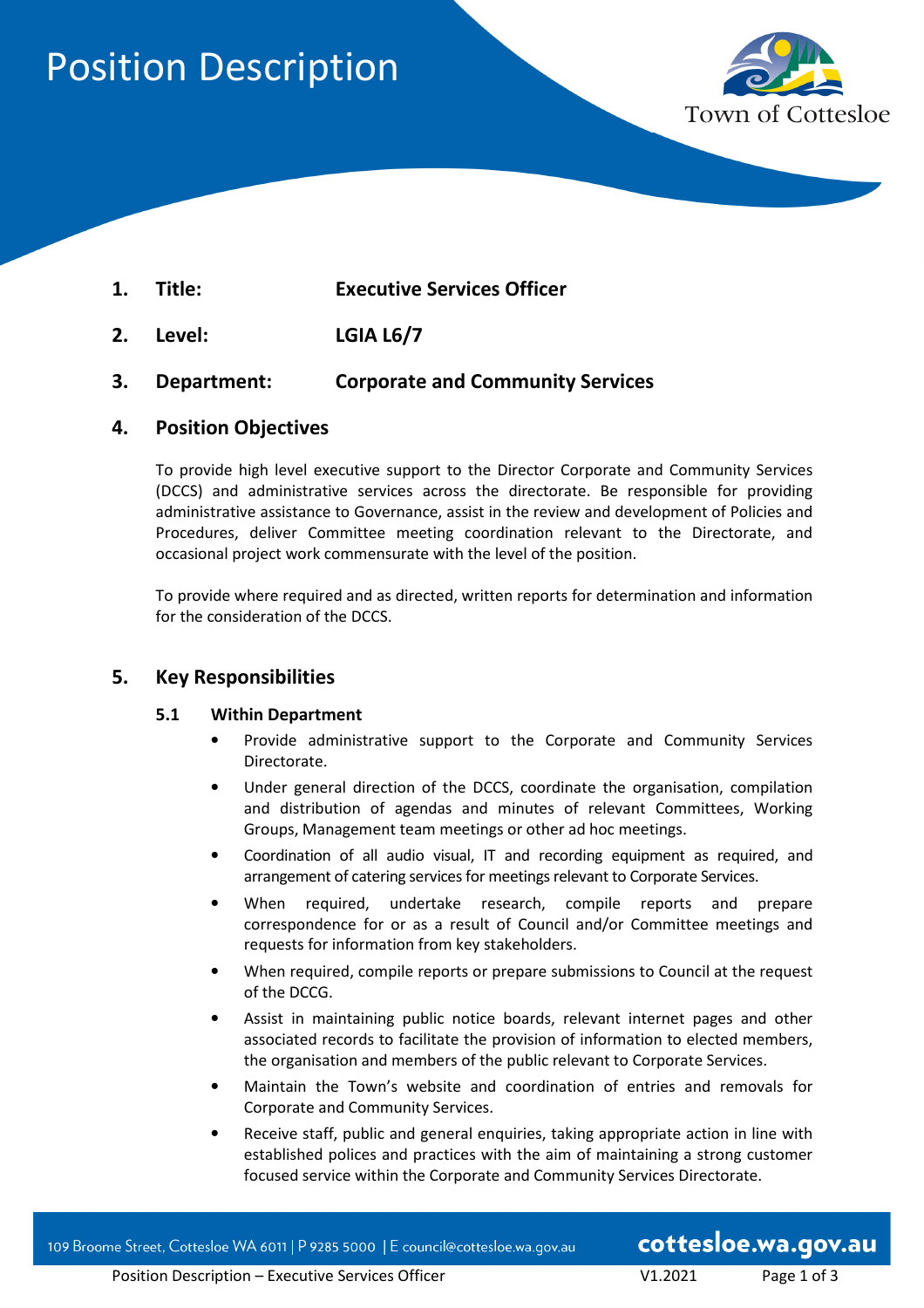# Position Description

Town of Cottesloe

1. **Title:** **Executive Services Officer**

2. **Level:** **LGIA L6/7**

3. **Department:** **Corporate and Community Services**

## 4. Position Objectives

To provide high level executive support to the Director Corporate and Community Services (DCCS) and administrative services across the directorate. Be responsible for providing administrative assistance to Governance, assist in the review and development of Policies and Procedures, deliver Committee meeting coordination relevant to the Directorate, and occasional project work commensurate with the level of the position.

To provide where required and as directed, written reports for determination and information for the consideration of the DCCS.

## 5. Key Responsibilities

### 5.1 Within Department

- Provide administrative support to the Corporate and Community Services Directorate.
- Under general direction of the DCCS, coordinate the organisation, compilation and distribution of agendas and minutes of relevant Committees, Working Groups, Management team meetings or other ad hoc meetings.
- Coordination of all audio visual, IT and recording equipment as required, and arrangement of catering services for meetings relevant to Corporate Services.
- When required, undertake research, compile reports and prepare correspondence for or as a result of Council and/or Committee meetings and requests for information from key stakeholders.
- When required, compile reports or prepare submissions to Council at the request of the DCCG.
- Assist in maintaining public notice boards, relevant internet pages and other associated records to facilitate the provision of information to elected members, the organisation and members of the public relevant to Corporate Services.
- Maintain the Town's website and coordination of entries and removals for Corporate and Community Services.
- Receive staff, public and general enquiries, taking appropriate action in line with established polices and practices with the aim of maintaining a strong customer focused service within the Corporate and Community Services Directorate.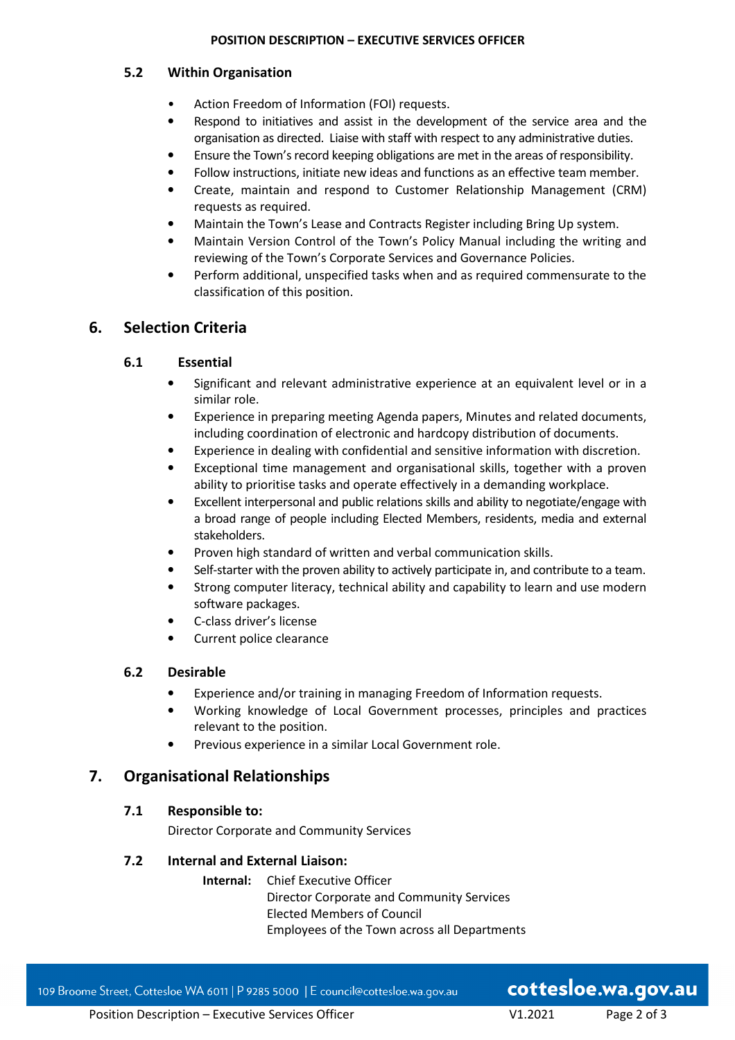### 5.2 Within Organisation

- Action Freedom of Information (FOI) requests.
- Respond to initiatives and assist in the development of the service area and the organisation as directed. Liaise with staff with respect to any administrative duties.
- Ensure the Town's record keeping obligations are met in the areas of responsibility.
- Follow instructions, initiate new ideas and functions as an effective team member.
- Create, maintain and respond to Customer Relationship Management (CRM) requests as required.
- Maintain the Town's Lease and Contracts Register including Bring Up system.
- Maintain Version Control of the Town's Policy Manual including the writing and reviewing of the Town's Corporate Services and Governance Policies.
- Perform additional, unspecified tasks when and as required commensurate to the classification of this position.

## 6. Selection Criteria

### 6.1 Essential

- Significant and relevant administrative experience at an equivalent level or in a similar role.
- Experience in preparing meeting Agenda papers, Minutes and related documents, including coordination of electronic and hardcopy distribution of documents.
- Experience in dealing with confidential and sensitive information with discretion.
- Exceptional time management and organisational skills, together with a proven ability to prioritise tasks and operate effectively in a demanding workplace.
- Excellent interpersonal and public relations skills and ability to negotiate/engage with a broad range of people including Elected Members, residents, media and external stakeholders.
- Proven high standard of written and verbal communication skills.
- Self-starter with the proven ability to actively participate in, and contribute to a team.
- Strong computer literacy, technical ability and capability to learn and use modern software packages.
- C-class driver's license
- Current police clearance

### 6.2 Desirable

- Experience and/or training in managing Freedom of Information requests.
- Working knowledge of Local Government processes, principles and practices relevant to the position.
- Previous experience in a similar Local Government role.

## 7. Organisational Relationships

### 7.1 Responsible to:

Director Corporate and Community Services

### 7.2 Internal and External Liaison:

**Internal:** Chief Executive Officer
Director Corporate and Community Services
Elected Members of Council
Employees of the Town across all Departments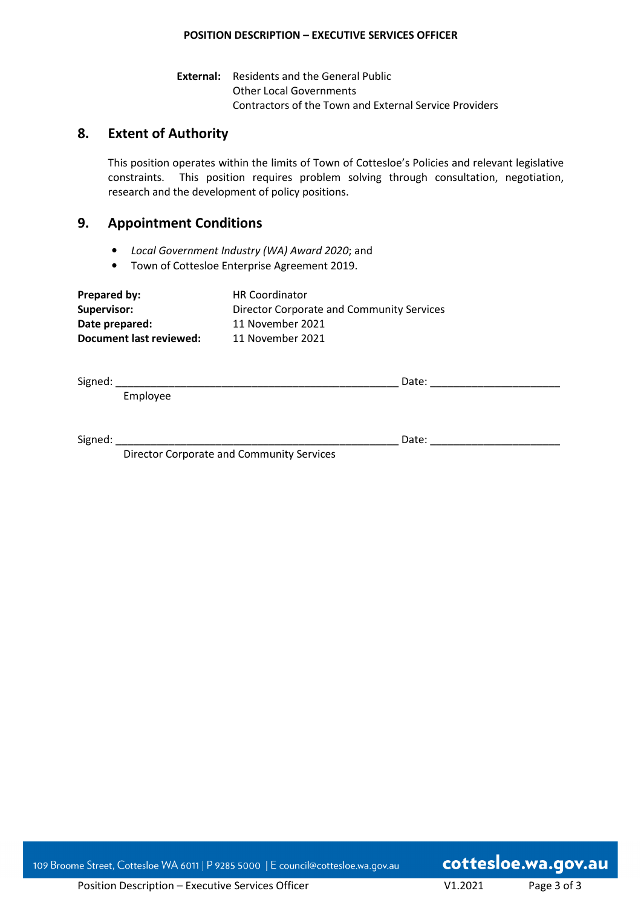**External:** Residents and the General Public
Other Local Governments
Contractors of the Town and External Service Providers

## 8. Extent of Authority

This position operates within the limits of Town of Cottesloe's Policies and relevant legislative constraints. This position requires problem solving through consultation, negotiation, research and the development of policy positions.

## 9. Appointment Conditions

- *Local Government Industry (WA) Award 2020*; and
- Town of Cottesloe Enterprise Agreement 2019.

| | |
|---|---|
| **Prepared by:** | HR Coordinator |
| **Supervisor:** | Director Corporate and Community Services |
| **Date prepared:** | 11 November 2021 |
| **Document last reviewed:** | 11 November 2021 |

Signed: _______________________________________________ Date: _____________________
Employee

Signed: _______________________________________________ Date: _____________________
Director Corporate and Community Services